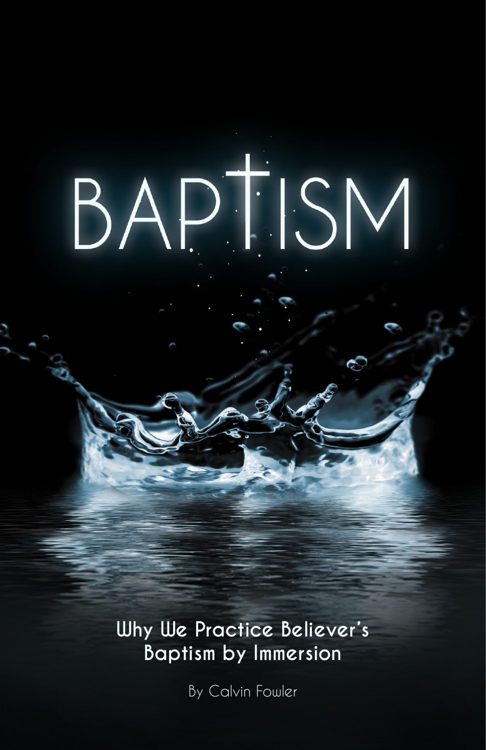# BAPTISM

## Why We Practice Believer's Baptism by Immersion

By Calvin Fowler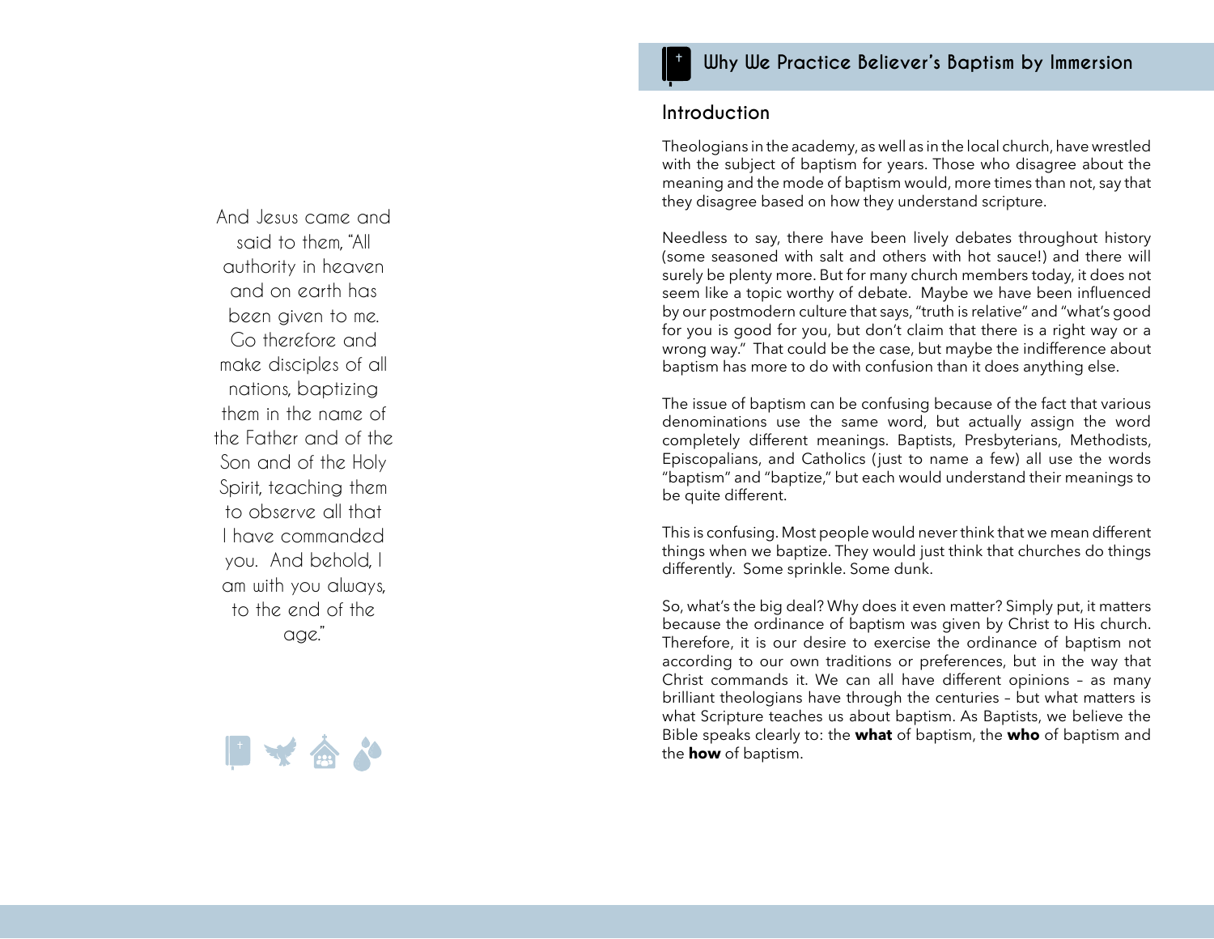And Jesus came and said to them, "All authority in heaven and on earth has been given to me. Go therefore and make disciples of all nations, baptizing them in the name of the Father and of the Son and of the Holy Spirit, teaching them to observe all that I have commanded you. And behold, I am with you always, to the end of the age."

# Why We Practice Believer's Baptism by Immersion

## Introduction

Theologians in the academy, as well as in the local church, have wrestled with the subject of baptism for years. Those who disagree about the meaning and the mode of baptism would, more times than not, say that they disagree based on how they understand scripture.

Needless to say, there have been lively debates throughout history (some seasoned with salt and others with hot sauce!) and there will surely be plenty more. But for many church members today, it does not seem like a topic worthy of debate. Maybe we have been influenced by our postmodern culture that says, "truth is relative" and "what's good for you is good for you, but don't claim that there is a right way or a wrong way." That could be the case, but maybe the indifference about baptism has more to do with confusion than it does anything else.

The issue of baptism can be confusing because of the fact that various denominations use the same word, but actually assign the word completely different meanings. Baptists, Presbyterians, Methodists, Episcopalians, and Catholics (just to name a few) all use the words "baptism" and "baptize," but each would understand their meanings to be quite different.

This is confusing. Most people would never think that we mean different things when we baptize. They would just think that churches do things differently. Some sprinkle. Some dunk.

So, what's the big deal? Why does it even matter? Simply put, it matters because the ordinance of baptism was given by Christ to His church. Therefore, it is our desire to exercise the ordinance of baptism not according to our own traditions or preferences, but in the way that Christ commands it. We can all have different opinions – as many brilliant theologians have through the centuries – but what matters is what Scripture teaches us about baptism. As Baptists, we believe the Bible speaks clearly to: the **what** of baptism, the **who** of baptism and the **how** of baptism.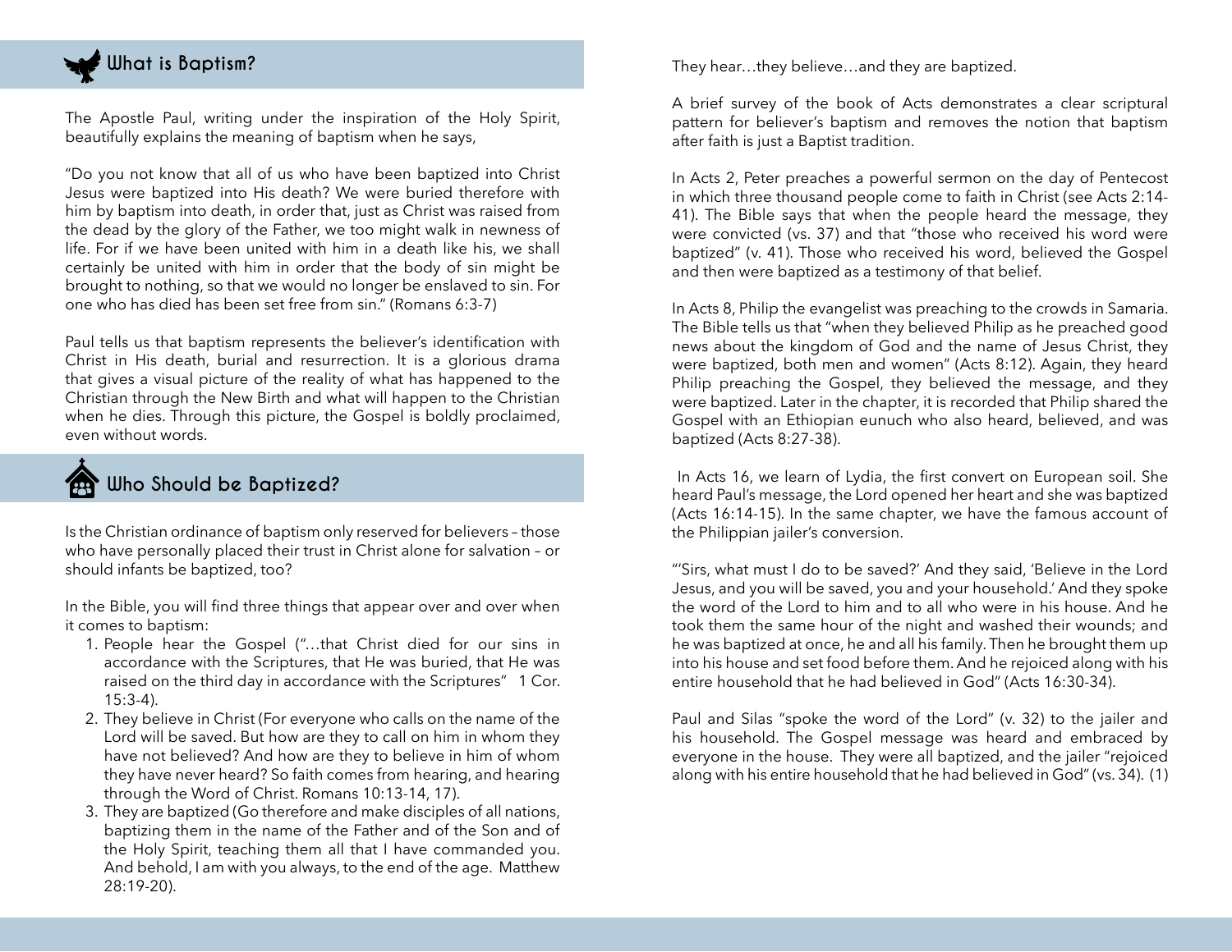## What is Baptism?

The Apostle Paul, writing under the inspiration of the Holy Spirit, beautifully explains the meaning of baptism when he says,

"Do you not know that all of us who have been baptized into Christ Jesus were baptized into His death? We were buried therefore with him by baptism into death, in order that, just as Christ was raised from the dead by the glory of the Father, we too might walk in newness of life. For if we have been united with him in a death like his, we shall certainly be united with him in order that the body of sin might be brought to nothing, so that we would no longer be enslaved to sin. For one who has died has been set free from sin." (Romans 6:3-7)

Paul tells us that baptism represents the believer's identification with Christ in His death, burial and resurrection. It is a glorious drama that gives a visual picture of the reality of what has happened to the Christian through the New Birth and what will happen to the Christian when he dies. Through this picture, the Gospel is boldly proclaimed, even without words.

## Who Should be Baptized?

Is the Christian ordinance of baptism only reserved for believers – those who have personally placed their trust in Christ alone for salvation – or should infants be baptized, too?

In the Bible, you will find three things that appear over and over when it comes to baptism:

1. People hear the Gospel ("…that Christ died for our sins in accordance with the Scriptures, that He was buried, that He was raised on the third day in accordance with the Scriptures" 1 Cor. 15:3-4).
2. They believe in Christ (For everyone who calls on the name of the Lord will be saved. But how are they to call on him in whom they have not believed? And how are they to believe in him of whom they have never heard? So faith comes from hearing, and hearing through the Word of Christ. Romans 10:13-14, 17).
3. They are baptized (Go therefore and make disciples of all nations, baptizing them in the name of the Father and of the Son and of the Holy Spirit, teaching them all that I have commanded you. And behold, I am with you always, to the end of the age. Matthew 28:19-20).

They hear…they believe…and they are baptized.

A brief survey of the book of Acts demonstrates a clear scriptural pattern for believer's baptism and removes the notion that baptism after faith is just a Baptist tradition.

In Acts 2, Peter preaches a powerful sermon on the day of Pentecost in which three thousand people come to faith in Christ (see Acts 2:14-41). The Bible says that when the people heard the message, they were convicted (vs. 37) and that "those who received his word were baptized" (v. 41). Those who received his word, believed the Gospel and then were baptized as a testimony of that belief.

In Acts 8, Philip the evangelist was preaching to the crowds in Samaria. The Bible tells us that "when they believed Philip as he preached good news about the kingdom of God and the name of Jesus Christ, they were baptized, both men and women" (Acts 8:12). Again, they heard Philip preaching the Gospel, they believed the message, and they were baptized. Later in the chapter, it is recorded that Philip shared the Gospel with an Ethiopian eunuch who also heard, believed, and was baptized (Acts 8:27-38).

In Acts 16, we learn of Lydia, the first convert on European soil. She heard Paul's message, the Lord opened her heart and she was baptized (Acts 16:14-15). In the same chapter, we have the famous account of the Philippian jailer's conversion.

"'Sirs, what must I do to be saved?' And they said, 'Believe in the Lord Jesus, and you will be saved, you and your household.' And they spoke the word of the Lord to him and to all who were in his house. And he took them the same hour of the night and washed their wounds; and he was baptized at once, he and all his family. Then he brought them up into his house and set food before them. And he rejoiced along with his entire household that he had believed in God" (Acts 16:30-34).

Paul and Silas "spoke the word of the Lord" (v. 32) to the jailer and his household. The Gospel message was heard and embraced by everyone in the house. They were all baptized, and the jailer "rejoiced along with his entire household that he had believed in God" (vs. 34). (1)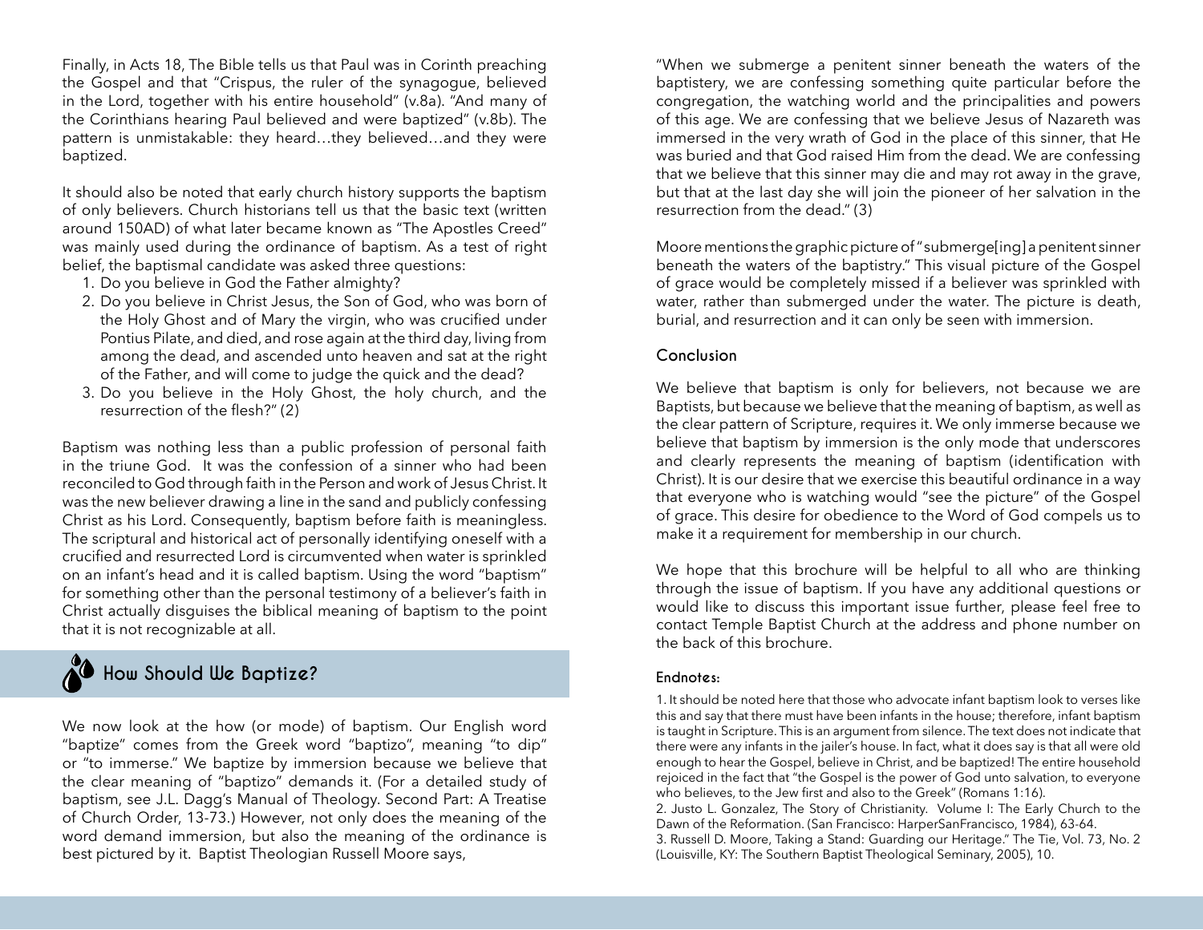Finally, in Acts 18, The Bible tells us that Paul was in Corinth preaching the Gospel and that "Crispus, the ruler of the synagogue, believed in the Lord, together with his entire household" (v.8a). "And many of the Corinthians hearing Paul believed and were baptized" (v.8b). The pattern is unmistakable: they heard…they believed…and they were baptized.

It should also be noted that early church history supports the baptism of only believers. Church historians tell us that the basic text (written around 150AD) of what later became known as "The Apostles Creed" was mainly used during the ordinance of baptism. As a test of right belief, the baptismal candidate was asked three questions:

1. Do you believe in God the Father almighty?
2. Do you believe in Christ Jesus, the Son of God, who was born of the Holy Ghost and of Mary the virgin, who was crucified under Pontius Pilate, and died, and rose again at the third day, living from among the dead, and ascended unto heaven and sat at the right of the Father, and will come to judge the quick and the dead?
3. Do you believe in the Holy Ghost, the holy church, and the resurrection of the flesh?" (2)

Baptism was nothing less than a public profession of personal faith in the triune God. It was the confession of a sinner who had been reconciled to God through faith in the Person and work of Jesus Christ. It was the new believer drawing a line in the sand and publicly confessing Christ as his Lord. Consequently, baptism before faith is meaningless. The scriptural and historical act of personally identifying oneself with a crucified and resurrected Lord is circumvented when water is sprinkled on an infant's head and it is called baptism. Using the word "baptism" for something other than the personal testimony of a believer's faith in Christ actually disguises the biblical meaning of baptism to the point that it is not recognizable at all.

## How Should We Baptize?

We now look at the how (or mode) of baptism. Our English word "baptize" comes from the Greek word "baptizo", meaning "to dip" or "to immerse." We baptize by immersion because we believe that the clear meaning of "baptizo" demands it. (For a detailed study of baptism, see J.L. Dagg's Manual of Theology. Second Part: A Treatise of Church Order, 13-73.) However, not only does the meaning of the word demand immersion, but also the meaning of the ordinance is best pictured by it. Baptist Theologian Russell Moore says,

"When we submerge a penitent sinner beneath the waters of the baptistery, we are confessing something quite particular before the congregation, the watching world and the principalities and powers of this age. We are confessing that we believe Jesus of Nazareth was immersed in the very wrath of God in the place of this sinner, that He was buried and that God raised Him from the dead. We are confessing that we believe that this sinner may die and may rot away in the grave, but that at the last day she will join the pioneer of her salvation in the resurrection from the dead." (3)

Moore mentions the graphic picture of "submerge[ing] a penitent sinner beneath the waters of the baptistry." This visual picture of the Gospel of grace would be completely missed if a believer was sprinkled with water, rather than submerged under the water. The picture is death, burial, and resurrection and it can only be seen with immersion.

### Conclusion

We believe that baptism is only for believers, not because we are Baptists, but because we believe that the meaning of baptism, as well as the clear pattern of Scripture, requires it. We only immerse because we believe that baptism by immersion is the only mode that underscores and clearly represents the meaning of baptism (identification with Christ). It is our desire that we exercise this beautiful ordinance in a way that everyone who is watching would "see the picture" of the Gospel of grace. This desire for obedience to the Word of God compels us to make it a requirement for membership in our church.

We hope that this brochure will be helpful to all who are thinking through the issue of baptism. If you have any additional questions or would like to discuss this important issue further, please feel free to contact Temple Baptist Church at the address and phone number on the back of this brochure.

#### Endnotes:

1. It should be noted here that those who advocate infant baptism look to verses like this and say that there must have been infants in the house; therefore, infant baptism is taught in Scripture. This is an argument from silence. The text does not indicate that there were any infants in the jailer's house. In fact, what it does say is that all were old enough to hear the Gospel, believe in Christ, and be baptized! The entire household rejoiced in the fact that "the Gospel is the power of God unto salvation, to everyone who believes, to the Jew first and also to the Greek" (Romans 1:16).
2. Justo L. Gonzalez, The Story of Christianity. Volume I: The Early Church to the Dawn of the Reformation. (San Francisco: HarperSanFrancisco, 1984), 63-64.
3. Russell D. Moore, Taking a Stand: Guarding our Heritage." The Tie, Vol. 73, No. 2 (Louisville, KY: The Southern Baptist Theological Seminary, 2005), 10.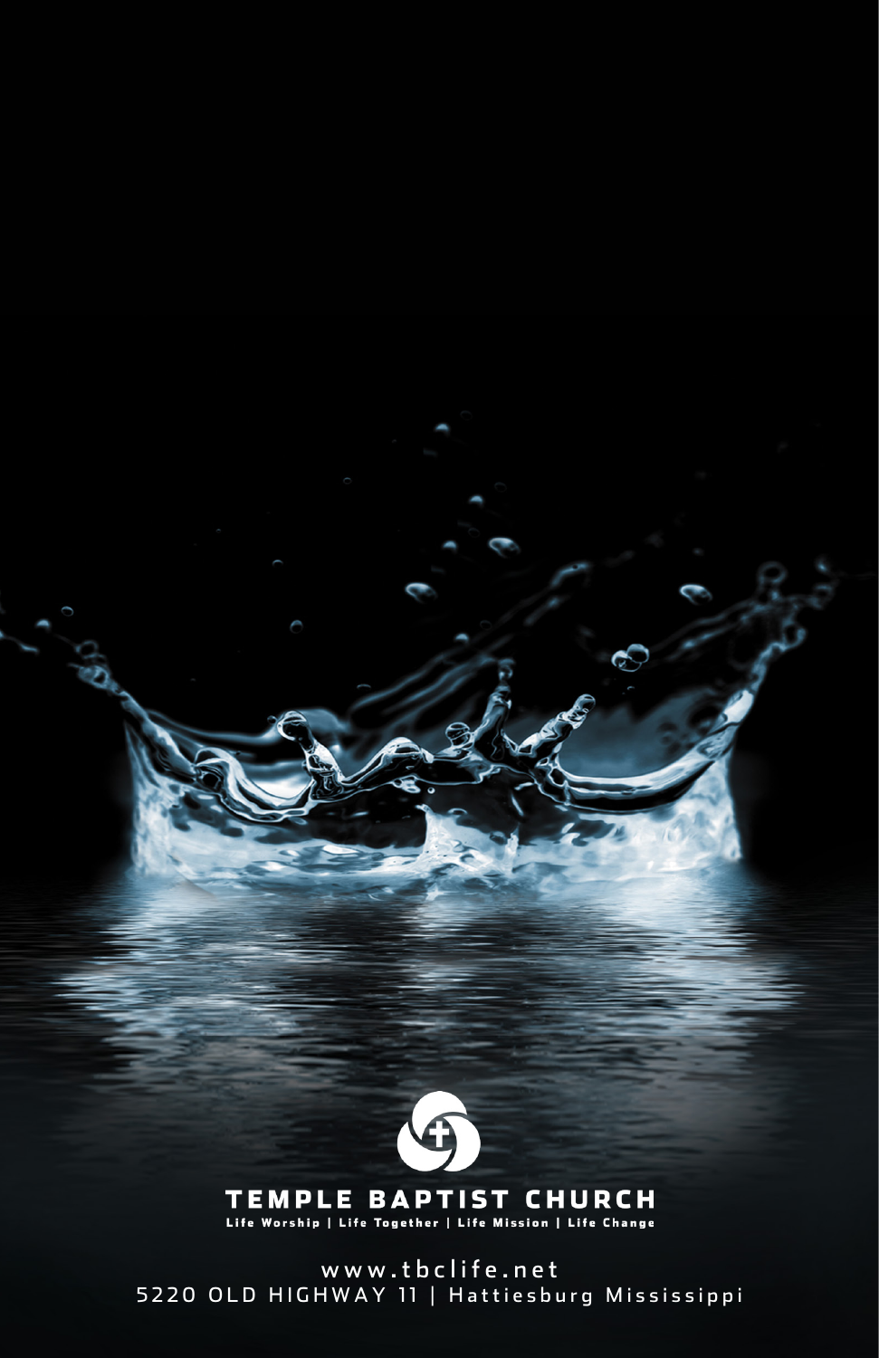**TEMPLE BAPTIST CHURCH**

Life Worship | Life Together | Life Mission | Life Change

www.tbclife.net

5220 OLD HIGHWAY 11 | Hattiesburg Mississippi